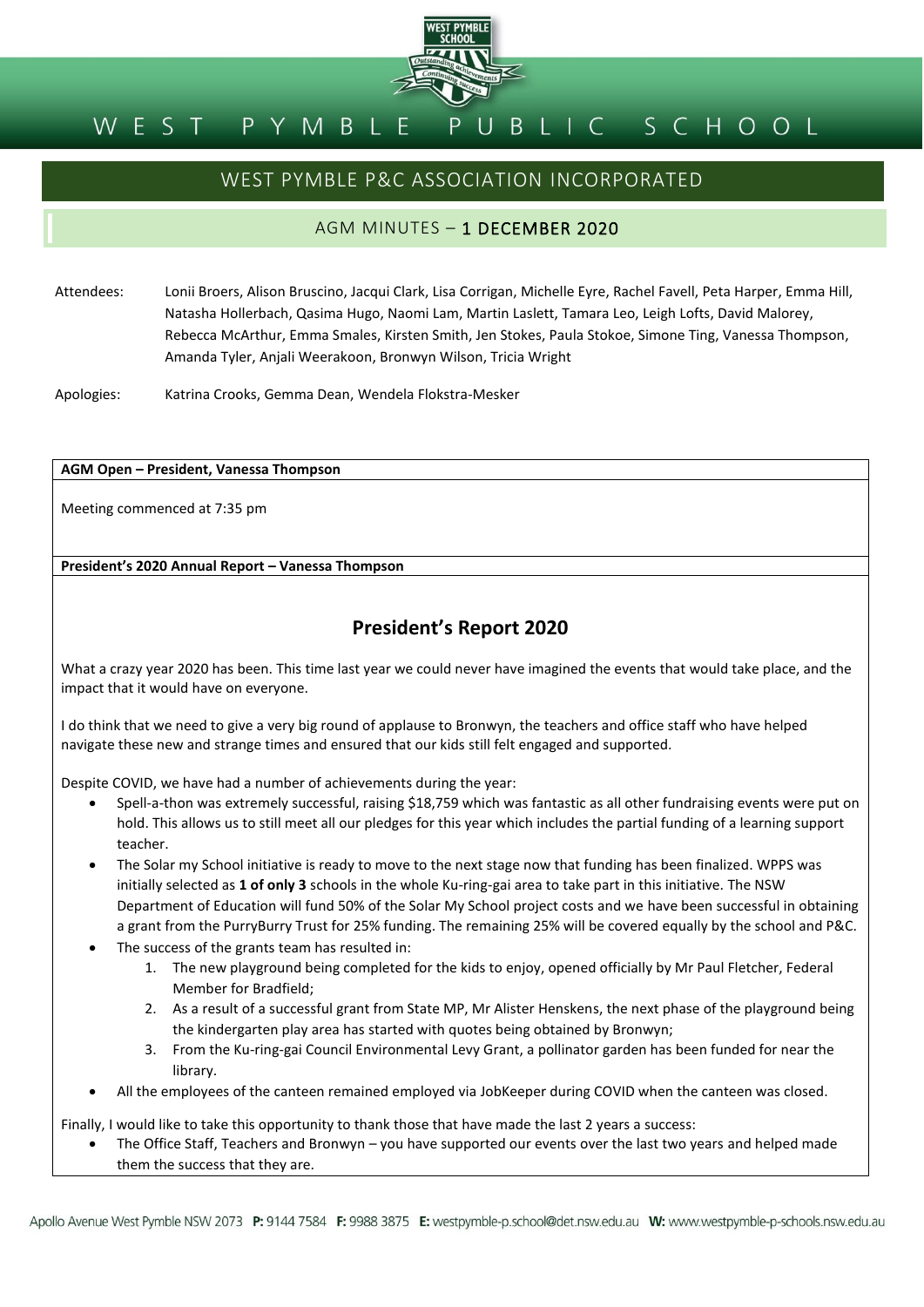# WEST PYMBLE PUBLIC SCHOOL

## WEST PYMBLE P&C ASSOCIATION INCORPORATED

### AGM MINUTES – 1 DECEMBER 2020

Attendees: Lonii Broers, Alison Bruscino, Jacqui Clark, Lisa Corrigan, Michelle Eyre, Rachel Favell, Peta Harper, Emma Hill, Natasha Hollerbach, Qasima Hugo, Naomi Lam, Martin Laslett, Tamara Leo, Leigh Lofts, David Malorey, Rebecca McArthur, Emma Smales, Kirsten Smith, Jen Stokes, Paula Stokoe, Simone Ting, Vanessa Thompson, Amanda Tyler, Anjali Weerakoon, Bronwyn Wilson, Tricia Wright

Apologies: Katrina Crooks, Gemma Dean, Wendela Flokstra-Mesker

**AGM Open – President, Vanessa Thompson**

Meeting commenced at 7:35 pm

**President's 2020 Annual Report – Vanessa Thompson**

## President's Report 2020

What a crazy year 2020 has been. This time last year we could never have imagined the events that would take place, and the impact that it would have on everyone.

I do think that we need to give a very big round of applause to Bronwyn, the teachers and office staff who have helped navigate these new and strange times and ensured that our kids still felt engaged and supported.

Despite COVID, we have had a number of achievements during the year:

- Spell-a-thon was extremely successful, raising $18,759 which was fantastic as all other fundraising events were put on hold. This allows us to still meet all our pledges for this year which includes the partial funding of a learning support teacher.
- The Solar my School initiative is ready to move to the next stage now that funding has been finalized. WPPS was initially selected as **1 of only 3** schools in the whole Ku-ring-gai area to take part in this initiative. The NSW Department of Education will fund 50% of the Solar My School project costs and we have been successful in obtaining a grant from the PurryBurry Trust for 25% funding. The remaining 25% will be covered equally by the school and P&C.
- The success of the grants team has resulted in:
    1. The new playground being completed for the kids to enjoy, opened officially by Mr Paul Fletcher, Federal Member for Bradfield;
    2. As a result of a successful grant from State MP, Mr Alister Henskens, the next phase of the playground being the kindergarten play area has started with quotes being obtained by Bronwyn;
    3. From the Ku-ring-gai Council Environmental Levy Grant, a pollinator garden has been funded for near the library.
- All the employees of the canteen remained employed via JobKeeper during COVID when the canteen was closed.

Finally, I would like to take this opportunity to thank those that have made the last 2 years a success:

- The Office Staff, Teachers and Bronwyn – you have supported our events over the last two years and helped made them the success that they are.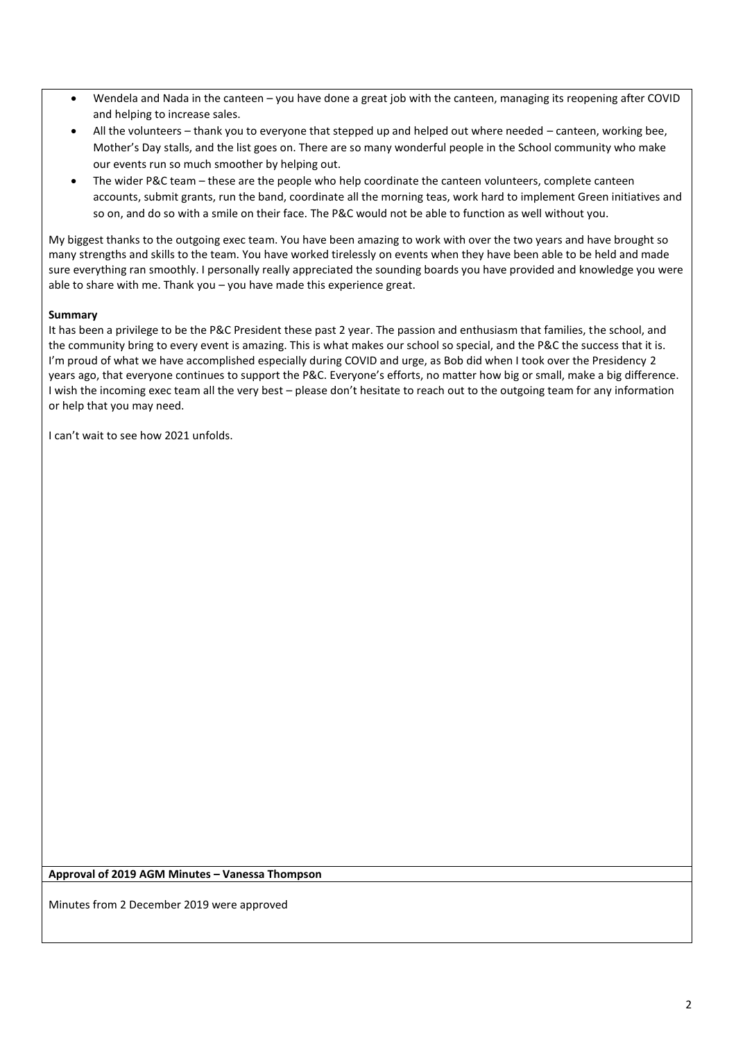- Wendela and Nada in the canteen – you have done a great job with the canteen, managing its reopening after COVID and helping to increase sales.
- All the volunteers – thank you to everyone that stepped up and helped out where needed – canteen, working bee, Mother's Day stalls, and the list goes on. There are so many wonderful people in the School community who make our events run so much smoother by helping out.
- The wider P&C team – these are the people who help coordinate the canteen volunteers, complete canteen accounts, submit grants, run the band, coordinate all the morning teas, work hard to implement Green initiatives and so on, and do so with a smile on their face. The P&C would not be able to function as well without you.

My biggest thanks to the outgoing exec team. You have been amazing to work with over the two years and have brought so many strengths and skills to the team. You have worked tirelessly on events when they have been able to be held and made sure everything ran smoothly. I personally really appreciated the sounding boards you have provided and knowledge you were able to share with me. Thank you – you have made this experience great.

**Summary**

It has been a privilege to be the P&C President these past 2 year. The passion and enthusiasm that families, the school, and the community bring to every event is amazing. This is what makes our school so special, and the P&C the success that it is. I'm proud of what we have accomplished especially during COVID and urge, as Bob did when I took over the Presidency 2 years ago, that everyone continues to support the P&C. Everyone's efforts, no matter how big or small, make a big difference. I wish the incoming exec team all the very best – please don't hesitate to reach out to the outgoing team for any information or help that you may need.

I can't wait to see how 2021 unfolds.

**Approval of 2019 AGM Minutes – Vanessa Thompson**

Minutes from 2 December 2019 were approved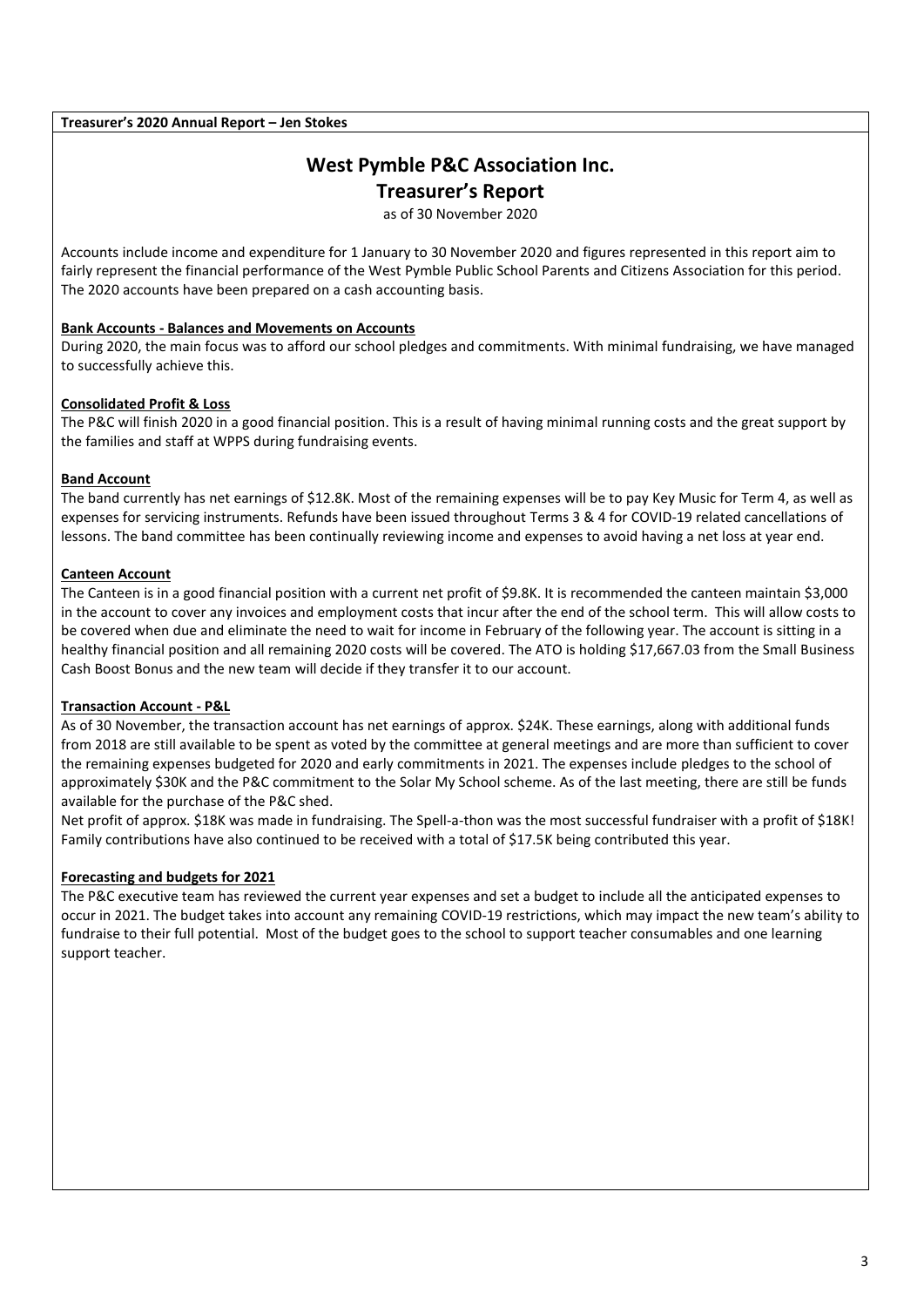**Treasurer's 2020 Annual Report – Jen Stokes**

# West Pymble P&C Association Inc.

## Treasurer's Report

as of 30 November 2020

Accounts include income and expenditure for 1 January to 30 November 2020 and figures represented in this report aim to fairly represent the financial performance of the West Pymble Public School Parents and Citizens Association for this period. The 2020 accounts have been prepared on a cash accounting basis.

**Bank Accounts - Balances and Movements on Accounts**

During 2020, the main focus was to afford our school pledges and commitments. With minimal fundraising, we have managed to successfully achieve this.

**Consolidated Profit & Loss**

The P&C will finish 2020 in a good financial position. This is a result of having minimal running costs and the great support by the families and staff at WPPS during fundraising events.

**Band Account**

The band currently has net earnings of $12.8K. Most of the remaining expenses will be to pay Key Music for Term 4, as well as expenses for servicing instruments. Refunds have been issued throughout Terms 3 & 4 for COVID-19 related cancellations of lessons. The band committee has been continually reviewing income and expenses to avoid having a net loss at year end.

**Canteen Account**

The Canteen is in a good financial position with a current net profit of $9.8K. It is recommended the canteen maintain $3,000 in the account to cover any invoices and employment costs that incur after the end of the school term. This will allow costs to be covered when due and eliminate the need to wait for income in February of the following year. The account is sitting in a healthy financial position and all remaining 2020 costs will be covered. The ATO is holding $17,667.03 from the Small Business Cash Boost Bonus and the new team will decide if they transfer it to our account.

**Transaction Account - P&L**

As of 30 November, the transaction account has net earnings of approx. $24K. These earnings, along with additional funds from 2018 are still available to be spent as voted by the committee at general meetings and are more than sufficient to cover the remaining expenses budgeted for 2020 and early commitments in 2021. The expenses include pledges to the school of approximately $30K and the P&C commitment to the Solar My School scheme. As of the last meeting, there are still be funds available for the purchase of the P&C shed.

Net profit of approx. $18K was made in fundraising. The Spell-a-thon was the most successful fundraiser with a profit of $18K! Family contributions have also continued to be received with a total of $17.5K being contributed this year.

**Forecasting and budgets for 2021**

The P&C executive team has reviewed the current year expenses and set a budget to include all the anticipated expenses to occur in 2021. The budget takes into account any remaining COVID-19 restrictions, which may impact the new team's ability to fundraise to their full potential. Most of the budget goes to the school to support teacher consumables and one learning support teacher.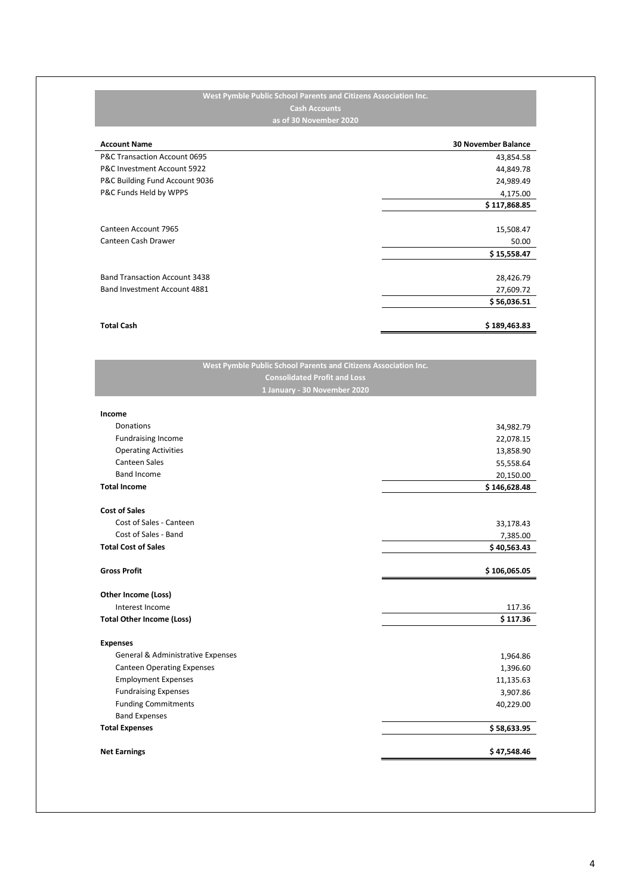## West Pymble Public School Parents and Citizens Association Inc.
### Cash Accounts
### as of 30 November 2020

| Account Name | 30 November Balance |
|---|---|
| P&C Transaction Account 0695 | 43,854.58 |
| P&C Investment Account 5922 | 44,849.78 |
| P&C Building Fund Account 9036 | 24,989.49 |
| P&C Funds Held by WPPS | 4,175.00 |
| | **$ 117,868.85** |
| | |
| Canteen Account 7965 | 15,508.47 |
| Canteen Cash Drawer | 50.00 |
| | **$ 15,558.47** |
| | |
| Band Transaction Account 3438 | 28,426.79 |
| Band Investment Account 4881 | 27,609.72 |
| | **$ 56,036.51** |
| | |
| **Total Cash** | **$ 189,463.83** |

## West Pymble Public School Parents and Citizens Association Inc.
### Consolidated Profit and Loss
### 1 January - 30 November 2020

| | |
|---|---|
| **Income** | |
| Donations | 34,982.79 |
| Fundraising Income | 22,078.15 |
| Operating Activities | 13,858.90 |
| Canteen Sales | 55,558.64 |
| Band Income | 20,150.00 |
| **Total Income** | **$ 146,628.48** |
| | |
| **Cost of Sales** | |
| Cost of Sales - Canteen | 33,178.43 |
| Cost of Sales - Band | 7,385.00 |
| **Total Cost of Sales** | **$ 40,563.43** |
| | |
| **Gross Profit** | **$ 106,065.05** |
| | |
| **Other Income (Loss)** | |
| Interest Income | 117.36 |
| **Total Other Income (Loss)** | **$ 117.36** |
| | |
| **Expenses** | |
| General & Administrative Expenses | 1,964.86 |
| Canteen Operating Expenses | 1,396.60 |
| Employment Expenses | 11,135.63 |
| Fundraising Expenses | 3,907.86 |
| Funding Commitments | 40,229.00 |
| Band Expenses | |
| **Total Expenses** | **$ 58,633.95** |
| | |
| **Net Earnings** | **$ 47,548.46** |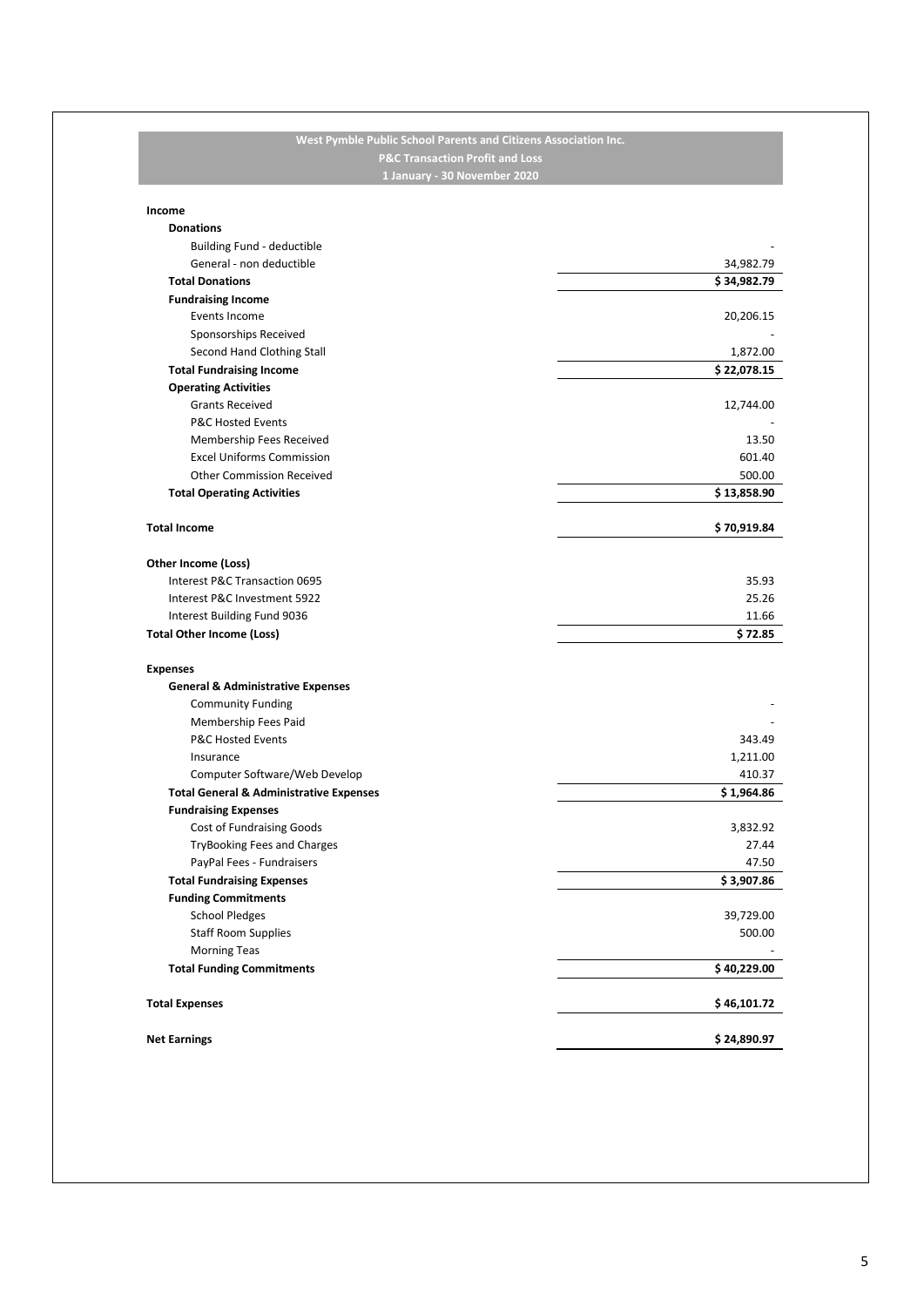**West Pymble Public School Parents and Citizens Association Inc.**
**P&C Transaction Profit and Loss**
**1 January - 30 November 2020**

| | |
|---|---:|
| **Income** | |
| **Donations** | |
| Building Fund - deductible | - |
| General - non deductible | 34,982.79 |
| **Total Donations** | **$ 34,982.79** |
| **Fundraising Income** | |
| Events Income | 20,206.15 |
| Sponsorships Received | - |
| Second Hand Clothing Stall | 1,872.00 |
| **Total Fundraising Income** | **$ 22,078.15** |
| **Operating Activities** | |
| Grants Received | 12,744.00 |
| P&C Hosted Events | - |
| Membership Fees Received | 13.50 |
| Excel Uniforms Commission | 601.40 |
| Other Commission Received | 500.00 |
| **Total Operating Activities** | **$ 13,858.90** |
| **Total Income** | **$ 70,919.84** |
| **Other Income (Loss)** | |
| Interest P&C Transaction 0695 | 35.93 |
| Interest P&C Investment 5922 | 25.26 |
| Interest Building Fund 9036 | 11.66 |
| **Total Other Income (Loss)** | **$ 72.85** |
| **Expenses** | |
| **General & Administrative Expenses** | |
| Community Funding | - |
| Membership Fees Paid | - |
| P&C Hosted Events | 343.49 |
| Insurance | 1,211.00 |
| Computer Software/Web Develop | 410.37 |
| **Total General & Administrative Expenses** | **$ 1,964.86** |
| **Fundraising Expenses** | |
| Cost of Fundraising Goods | 3,832.92 |
| TryBooking Fees and Charges | 27.44 |
| PayPal Fees - Fundraisers | 47.50 |
| **Total Fundraising Expenses** | **$ 3,907.86** |
| **Funding Commitments** | |
| School Pledges | 39,729.00 |
| Staff Room Supplies | 500.00 |
| Morning Teas | - |
| **Total Funding Commitments** | **$ 40,229.00** |
| **Total Expenses** | **$ 46,101.72** |
| **Net Earnings** | **$ 24,890.97** |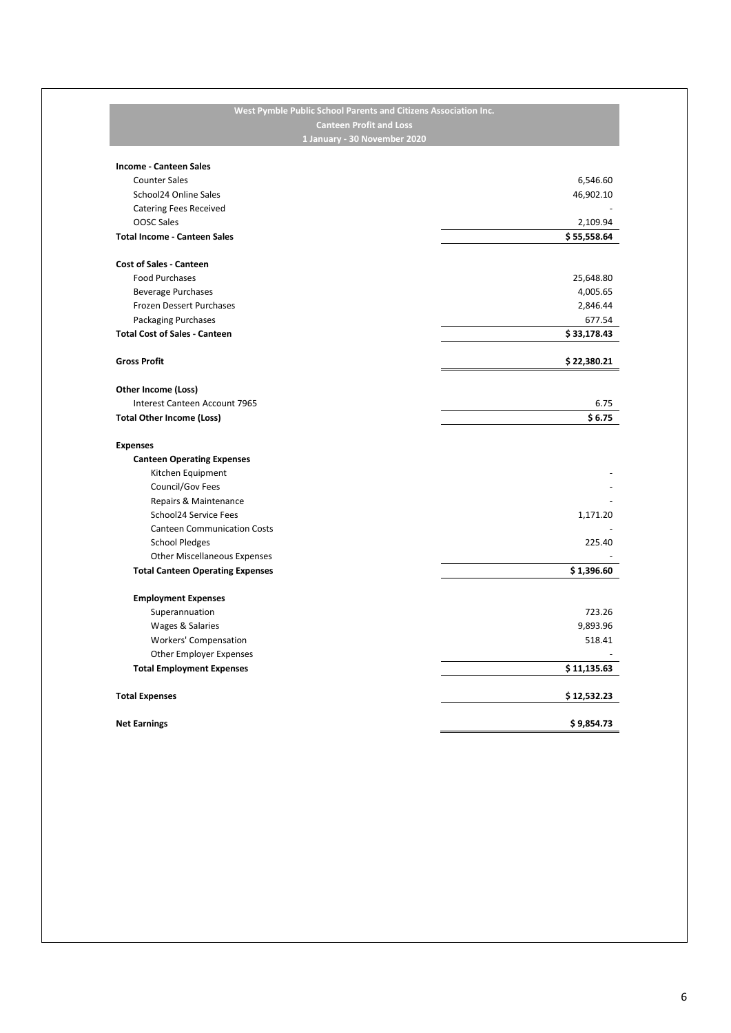**West Pymble Public School Parents and Citizens Association Inc.**
**Canteen Profit and Loss**
**1 January - 30 November 2020**

| | |
|---|---:|
| **Income - Canteen Sales** | |
| Counter Sales | 6,546.60 |
| School24 Online Sales | 46,902.10 |
| Catering Fees Received | - |
| OOSC Sales | 2,109.94 |
| **Total Income - Canteen Sales** | **$ 55,558.64** |
| | |
| **Cost of Sales - Canteen** | |
| Food Purchases | 25,648.80 |
| Beverage Purchases | 4,005.65 |
| Frozen Dessert Purchases | 2,846.44 |
| Packaging Purchases | 677.54 |
| **Total Cost of Sales - Canteen** | **$ 33,178.43** |
| | |
| **Gross Profit** | **$ 22,380.21** |
| | |
| **Other Income (Loss)** | |
| Interest Canteen Account 7965 | 6.75 |
| **Total Other Income (Loss)** | **$ 6.75** |
| | |
| **Expenses** | |
| **Canteen Operating Expenses** | |
| Kitchen Equipment | - |
| Council/Gov Fees | - |
| Repairs & Maintenance | - |
| School24 Service Fees | 1,171.20 |
| Canteen Communication Costs | - |
| School Pledges | 225.40 |
| Other Miscellaneous Expenses | - |
| **Total Canteen Operating Expenses** | **$ 1,396.60** |
| | |
| **Employment Expenses** | |
| Superannuation | 723.26 |
| Wages & Salaries | 9,893.96 |
| Workers' Compensation | 518.41 |
| Other Employer Expenses | - |
| **Total Employment Expenses** | **$ 11,135.63** |
| | |
| **Total Expenses** | **$ 12,532.23** |
| | |
| **Net Earnings** | **$ 9,854.73** |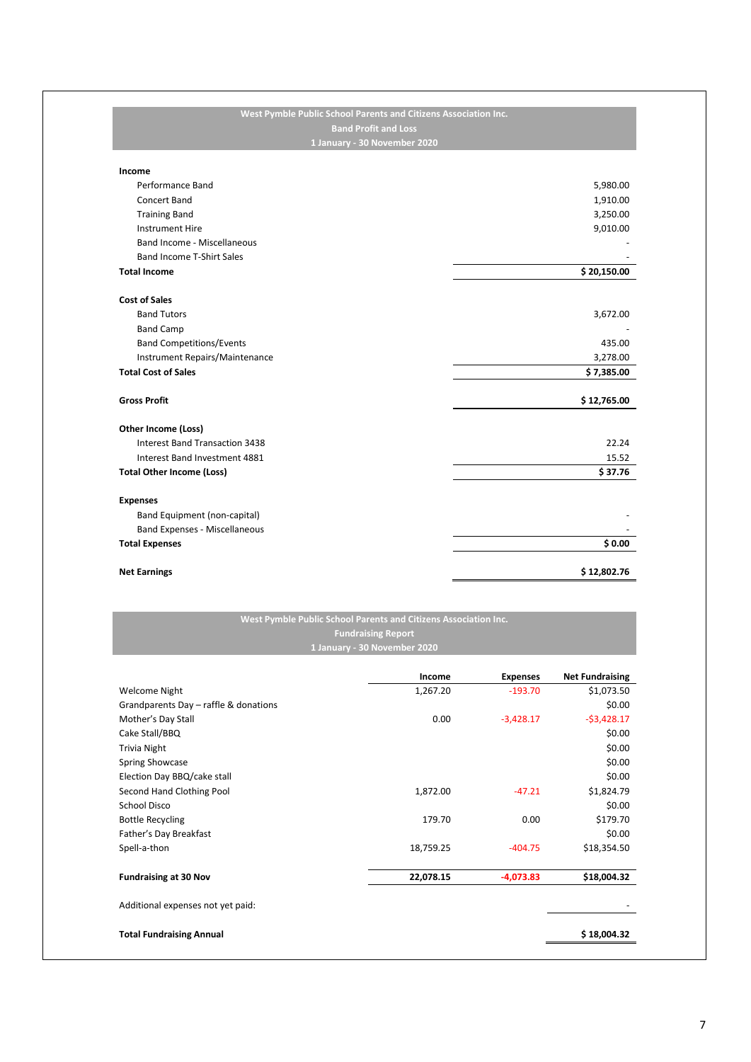**West Pymble Public School Parents and Citizens Association Inc.**
**Band Profit and Loss**
**1 January - 30 November 2020**

| | |
|---|---:|
| **Income** | |
| Performance Band | 5,980.00 |
| Concert Band | 1,910.00 |
| Training Band | 3,250.00 |
| Instrument Hire | 9,010.00 |
| Band Income - Miscellaneous | - |
| Band Income T-Shirt Sales | - |
| **Total Income** | **$ 20,150.00** |
| | |
| **Cost of Sales** | |
| Band Tutors | 3,672.00 |
| Band Camp | - |
| Band Competitions/Events | 435.00 |
| Instrument Repairs/Maintenance | 3,278.00 |
| **Total Cost of Sales** | **$ 7,385.00** |
| | |
| **Gross Profit** | **$ 12,765.00** |
| | |
| **Other Income (Loss)** | |
| Interest Band Transaction 3438 | 22.24 |
| Interest Band Investment 4881 | 15.52 |
| **Total Other Income (Loss)** | **$ 37.76** |
| | |
| **Expenses** | |
| Band Equipment (non-capital) | - |
| Band Expenses - Miscellaneous | - |
| **Total Expenses** | **$ 0.00** |
| | |
| **Net Earnings** | **$ 12,802.76** |

**West Pymble Public School Parents and Citizens Association Inc.**
**Fundraising Report**
**1 January - 30 November 2020**

| | Income | Expenses | Net Fundraising |
|---|---:|---:|---:|
| Welcome Night | 1,267.20 | -193.70 | $1,073.50 |
| Grandparents Day – raffle & donations | | | $0.00 |
| Mother's Day Stall | 0.00 | -3,428.17 | -$3,428.17 |
| Cake Stall/BBQ | | | $0.00 |
| Trivia Night | | | $0.00 |
| Spring Showcase | | | $0.00 |
| Election Day BBQ/cake stall | | | $0.00 |
| Second Hand Clothing Pool | 1,872.00 | -47.21 | $1,824.79 |
| School Disco | | | $0.00 |
| Bottle Recycling | 179.70 | 0.00 | $179.70 |
| Father's Day Breakfast | | | $0.00 |
| Spell-a-thon | 18,759.25 | -404.75 | $18,354.50 |
| | | | |
| **Fundraising at 30 Nov** | **22,078.15** | **-4,073.83** | **$18,004.32** |
| | | | |
| Additional expenses not yet paid: | | | - |
| | | | |
| **Total Fundraising Annual** | | | **$ 18,004.32** |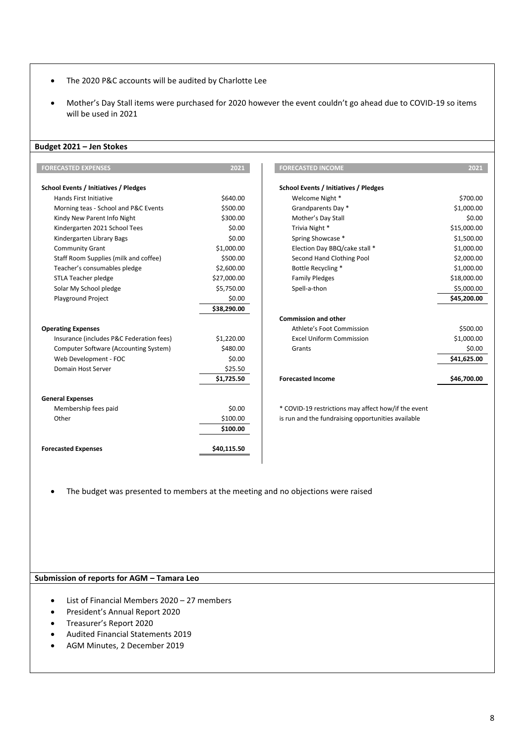- The 2020 P&C accounts will be audited by Charlotte Lee
- Mother's Day Stall items were purchased for 2020 however the event couldn't go ahead due to COVID-19 so items will be used in 2021

## Budget 2021 – Jen Stokes

| FORECASTED EXPENSES | 2021 |
|---|---|
| **School Events / Initiatives / Pledges** | |
| Hands First Initiative | $640.00 |
| Morning teas - School and P&C Events | $500.00 |
| Kindy New Parent Info Night | $300.00 |
| Kindergarten 2021 School Tees | $0.00 |
| Kindergarten Library Bags | $0.00 |
| Community Grant | $1,000.00 |
| Staff Room Supplies (milk and coffee) | $500.00 |
| Teacher's consumables pledge | $2,600.00 |
| STLA Teacher pledge | $27,000.00 |
| Solar My School pledge | $5,750.00 |
| Playground Project | $0.00 |
| | **$38,290.00** |
| **Operating Expenses** | |
| Insurance (includes P&C Federation fees) | $1,220.00 |
| Computer Software (Accounting System) | $480.00 |
| Web Development - FOC | $0.00 |
| Domain Host Server | $25.50 |
| | **$1,725.50** |
| **General Expenses** | |
| Membership fees paid | $0.00 |
| Other | $100.00 |
| | **$100.00** |
| **Forecasted Expenses** | **$40,115.50** |

| FORECASTED INCOME | 2021 |
|---|---|
| **School Events / Initiatives / Pledges** | |
| Welcome Night * | $700.00 |
| Grandparents Day * | $1,000.00 |
| Mother's Day Stall | $0.00 |
| Trivia Night * | $15,000.00 |
| Spring Showcase * | $1,500.00 |
| Election Day BBQ/cake stall * | $1,000.00 |
| Second Hand Clothing Pool | $2,000.00 |
| Bottle Recycling * | $1,000.00 |
| Family Pledges | $18,000.00 |
| Spell-a-thon | $5,000.00 |
| | **$45,200.00** |
| **Commission and other** | |
| Athlete's Foot Commission | $500.00 |
| Excel Uniform Commission | $1,000.00 |
| Grants | $0.00 |
| | **$41,625.00** |
| **Forecasted Income** | **$46,700.00** |

\* COVID-19 restrictions may affect how/if the event is run and the fundraising opportunities available

- The budget was presented to members at the meeting and no objections were raised

## Submission of reports for AGM – Tamara Leo

- List of Financial Members 2020 – 27 members
- President's Annual Report 2020
- Treasurer's Report 2020
- Audited Financial Statements 2019
- AGM Minutes, 2 December 2019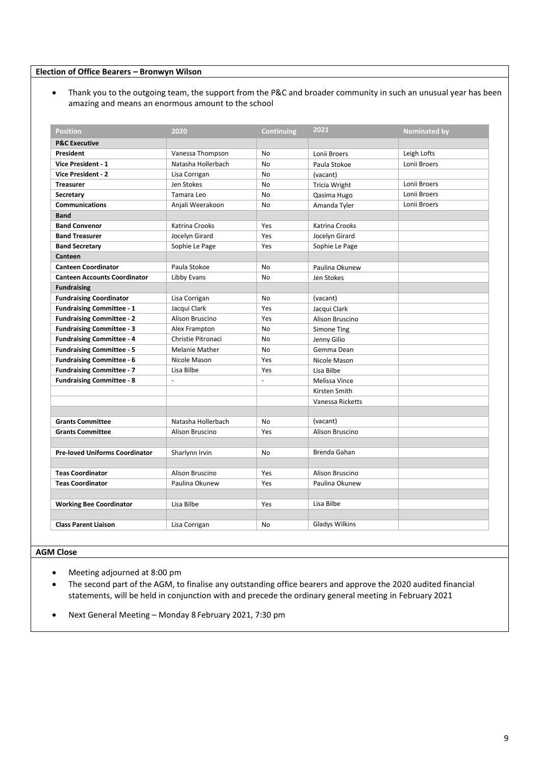## Election of Office Bearers – Bronwyn Wilson

- Thank you to the outgoing team, the support from the P&C and broader community in such an unusual year has been amazing and means an enormous amount to the school

| Position | 2020 | Continuing | 2021 | Nominated by |
|---|---|---|---|---|
| **P&C Executive** | | | | |
| **President** | Vanessa Thompson | No | Lonii Broers | Leigh Lofts |
| **Vice President - 1** | Natasha Hollerbach | No | Paula Stokoe | Lonii Broers |
| **Vice President - 2** | Lisa Corrigan | No | (vacant) | |
| **Treasurer** | Jen Stokes | No | Tricia Wright | Lonii Broers |
| **Secretary** | Tamara Leo | No | Qasima Hugo | Lonii Broers |
| **Communications** | Anjali Weerakoon | No | Amanda Tyler | Lonii Broers |
| **Band** | | | | |
| **Band Convenor** | Katrina Crooks | Yes | Katrina Crooks | |
| **Band Treasurer** | Jocelyn Girard | Yes | Jocelyn Girard | |
| **Band Secretary** | Sophie Le Page | Yes | Sophie Le Page | |
| **Canteen** | | | | |
| **Canteen Coordinator** | Paula Stokoe | No | Paulina Okunew | |
| **Canteen Accounts Coordinator** | Libby Evans | No | Jen Stokes | |
| **Fundraising** | | | | |
| **Fundraising Coordinator** | Lisa Corrigan | No | (vacant) | |
| **Fundraising Committee - 1** | Jacqui Clark | Yes | Jacqui Clark | |
| **Fundraising Committee - 2** | Alison Bruscino | Yes | Alison Bruscino | |
| **Fundraising Committee - 3** | Alex Frampton | No | Simone Ting | |
| **Fundraising Committee - 4** | Christie Pitronaci | No | Jenny Gilio | |
| **Fundraising Committee - 5** | Melanie Mather | No | Gemma Dean | |
| **Fundraising Committee - 6** | Nicole Mason | Yes | Nicole Mason | |
| **Fundraising Committee - 7** | Lisa Bilbe | Yes | Lisa Bilbe | |
| **Fundraising Committee - 8** | - | - | Melissa Vince | |
| | | | Kirsten Smith | |
| | | | Vanessa Ricketts | |
| | | | | |
| **Grants Committee** | Natasha Hollerbach | No | (vacant) | |
| **Grants Committee** | Alison Bruscino | Yes | Alison Bruscino | |
| | | | | |
| **Pre-loved Uniforms Coordinator** | Sharlynn Irvin | No | Brenda Gahan | |
| | | | | |
| **Teas Coordinator** | Alison Bruscino | Yes | Alison Bruscino | |
| **Teas Coordinator** | Paulina Okunew | Yes | Paulina Okunew | |
| | | | | |
| **Working Bee Coordinator** | Lisa Bilbe | Yes | Lisa Bilbe | |
| | | | | |
| **Class Parent Liaison** | Lisa Corrigan | No | Gladys Wilkins | |

## AGM Close

- Meeting adjourned at 8:00 pm
- The second part of the AGM, to finalise any outstanding office bearers and approve the 2020 audited financial statements, will be held in conjunction with and precede the ordinary general meeting in February 2021
- Next General Meeting – Monday 8 February 2021, 7:30 pm